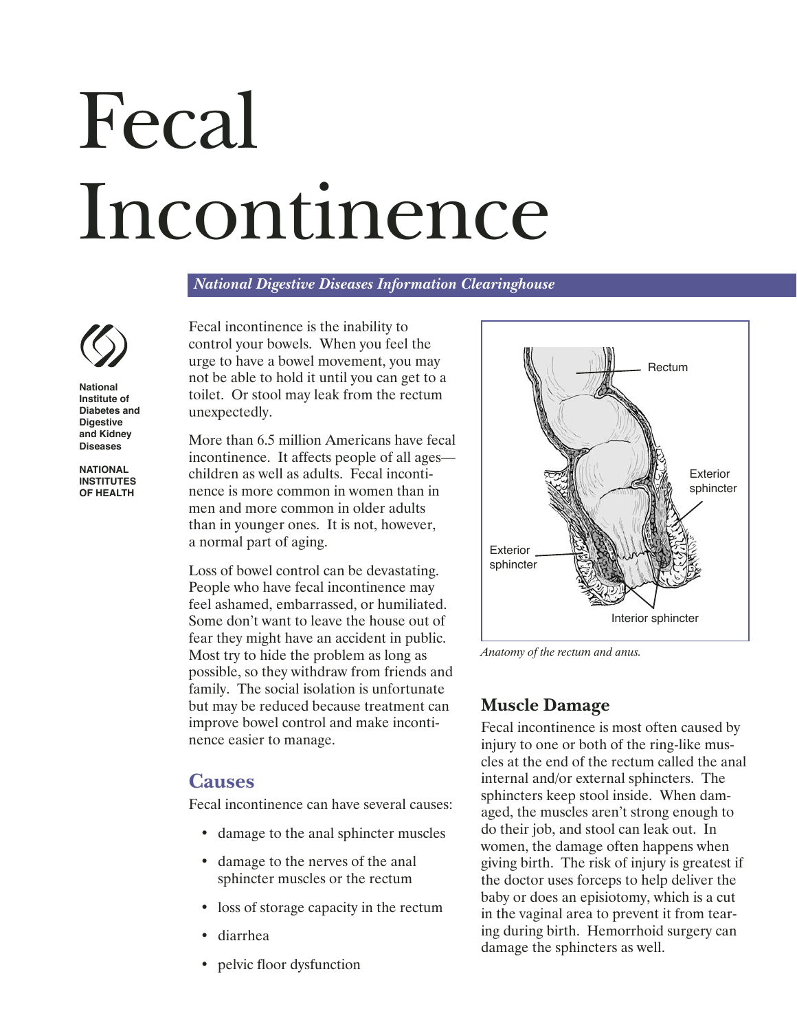# Fecal Incontinence

*National Digestive Diseases Information Clearinghouse*

**National Institute of Diabetes and Digestive and Kidney Diseases**

**NATIONAL INSTITUTES OF HEALTH**

Fecal incontinence is the inability to control your bowels. When you feel the urge to have a bowel movement, you may not be able to hold it until you can get to a toilet. Or stool may leak from the rectum unexpectedly.

More than 6.5 million Americans have fecal incontinence. It affects people of all ages—children as well as adults. Fecal incontinence is more common in women than in men and more common in older adults than in younger ones. It is not, however, a normal part of aging.

Loss of bowel control can be devastating. People who have fecal incontinence may feel ashamed, embarrassed, or humiliated. Some don't want to leave the house out of fear they might have an accident in public. Most try to hide the problem as long as possible, so they withdraw from friends and family. The social isolation is unfortunate but may be reduced because treatment can improve bowel control and make incontinence easier to manage.

## Causes

Fecal incontinence can have several causes:

- damage to the anal sphincter muscles
- damage to the nerves of the anal sphincter muscles or the rectum
- loss of storage capacity in the rectum
- diarrhea
- pelvic floor dysfunction

Rectum

Exterior sphincter

Exterior sphincter

Interior sphincter

*Anatomy of the rectum and anus.*

### Muscle Damage

Fecal incontinence is most often caused by injury to one or both of the ring-like muscles at the end of the rectum called the anal internal and/or external sphincters. The sphincters keep stool inside. When damaged, the muscles aren't strong enough to do their job, and stool can leak out. In women, the damage often happens when giving birth. The risk of injury is greatest if the doctor uses forceps to help deliver the baby or does an episiotomy, which is a cut in the vaginal area to prevent it from tearing during birth. Hemorrhoid surgery can damage the sphincters as well.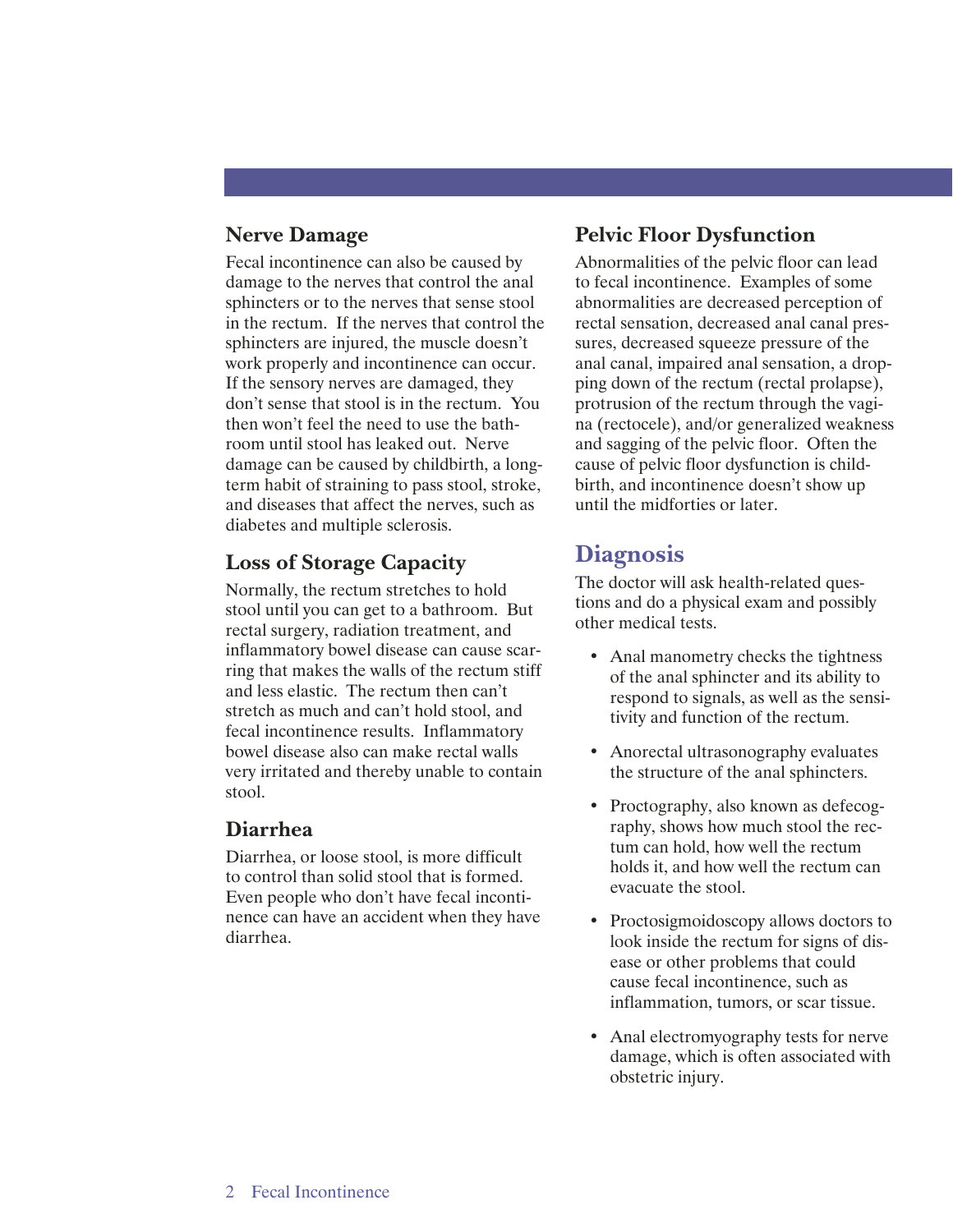### Nerve Damage

Fecal incontinence can also be caused by damage to the nerves that control the anal sphincters or to the nerves that sense stool in the rectum. If the nerves that control the sphincters are injured, the muscle doesn't work properly and incontinence can occur. If the sensory nerves are damaged, they don't sense that stool is in the rectum. You then won't feel the need to use the bathroom until stool has leaked out. Nerve damage can be caused by childbirth, a long-term habit of straining to pass stool, stroke, and diseases that affect the nerves, such as diabetes and multiple sclerosis.

### Loss of Storage Capacity

Normally, the rectum stretches to hold stool until you can get to a bathroom. But rectal surgery, radiation treatment, and inflammatory bowel disease can cause scarring that makes the walls of the rectum stiff and less elastic. The rectum then can't stretch as much and can't hold stool, and fecal incontinence results. Inflammatory bowel disease also can make rectal walls very irritated and thereby unable to contain stool.

### Diarrhea

Diarrhea, or loose stool, is more difficult to control than solid stool that is formed. Even people who don't have fecal incontinence can have an accident when they have diarrhea.

### Pelvic Floor Dysfunction

Abnormalities of the pelvic floor can lead to fecal incontinence. Examples of some abnormalities are decreased perception of rectal sensation, decreased anal canal pressures, decreased squeeze pressure of the anal canal, impaired anal sensation, a dropping down of the rectum (rectal prolapse), protrusion of the rectum through the vagina (rectocele), and/or generalized weakness and sagging of the pelvic floor. Often the cause of pelvic floor dysfunction is childbirth, and incontinence doesn't show up until the midforties or later.

## Diagnosis

The doctor will ask health-related questions and do a physical exam and possibly other medical tests.

- Anal manometry checks the tightness of the anal sphincter and its ability to respond to signals, as well as the sensitivity and function of the rectum.
- Anorectal ultrasonography evaluates the structure of the anal sphincters.
- Proctography, also known as defecography, shows how much stool the rectum can hold, how well the rectum holds it, and how well the rectum can evacuate the stool.
- Proctosigmoidoscopy allows doctors to look inside the rectum for signs of disease or other problems that could cause fecal incontinence, such as inflammation, tumors, or scar tissue.
- Anal electromyography tests for nerve damage, which is often associated with obstetric injury.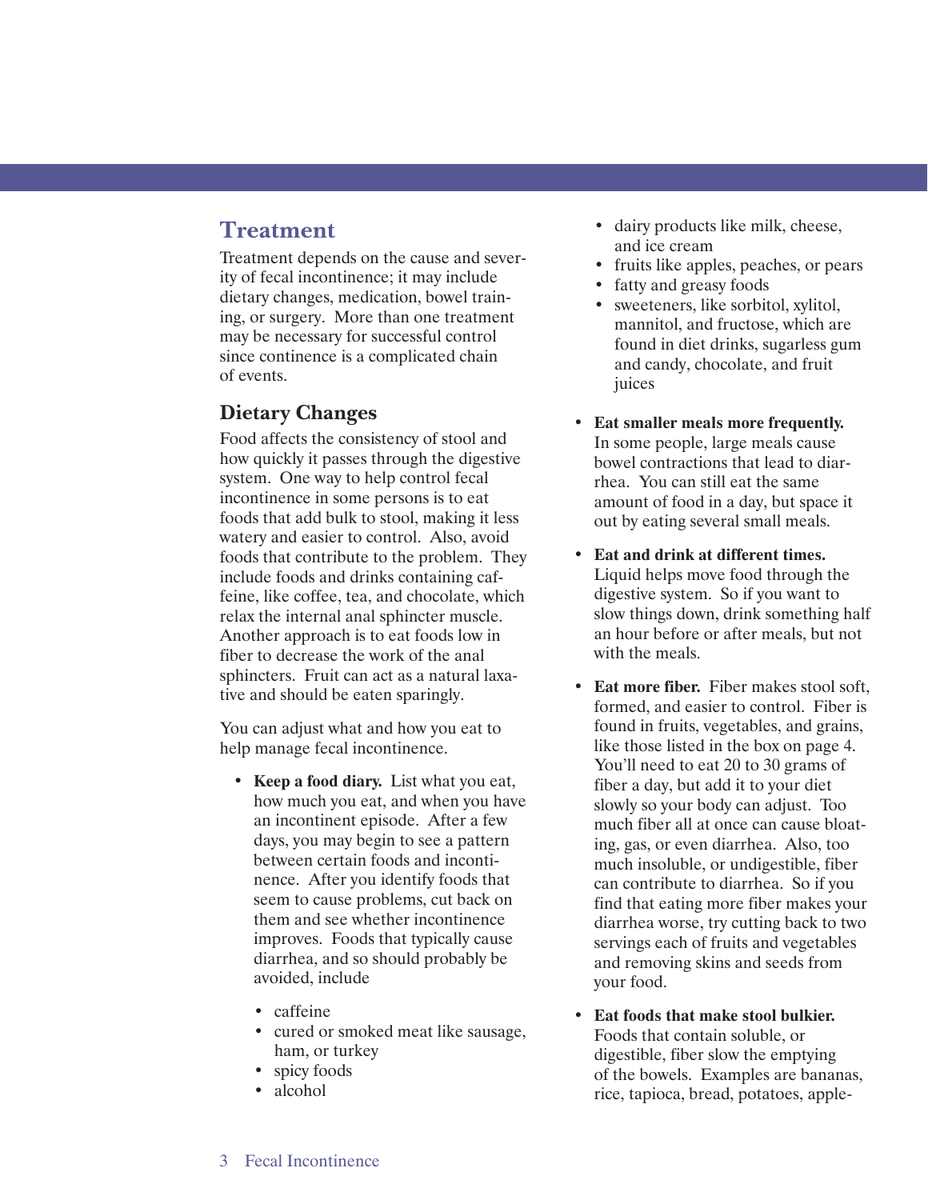## Treatment

Treatment depends on the cause and severity of fecal incontinence; it may include dietary changes, medication, bowel training, or surgery. More than one treatment may be necessary for successful control since continence is a complicated chain of events.

### Dietary Changes

Food affects the consistency of stool and how quickly it passes through the digestive system. One way to help control fecal incontinence in some persons is to eat foods that add bulk to stool, making it less watery and easier to control. Also, avoid foods that contribute to the problem. They include foods and drinks containing caffeine, like coffee, tea, and chocolate, which relax the internal anal sphincter muscle. Another approach is to eat foods low in fiber to decrease the work of the anal sphincters. Fruit can act as a natural laxative and should be eaten sparingly.

You can adjust what and how you eat to help manage fecal incontinence.

- **Keep a food diary.** List what you eat, how much you eat, and when you have an incontinent episode. After a few days, you may begin to see a pattern between certain foods and incontinence. After you identify foods that seem to cause problems, cut back on them and see whether incontinence improves. Foods that typically cause diarrhea, and so should probably be avoided, include
  - caffeine
  - cured or smoked meat like sausage, ham, or turkey
  - spicy foods
  - alcohol
  - dairy products like milk, cheese, and ice cream
  - fruits like apples, peaches, or pears
  - fatty and greasy foods
  - sweeteners, like sorbitol, xylitol, mannitol, and fructose, which are found in diet drinks, sugarless gum and candy, chocolate, and fruit juices

- **Eat smaller meals more frequently.** In some people, large meals cause bowel contractions that lead to diarrhea. You can still eat the same amount of food in a day, but space it out by eating several small meals.

- **Eat and drink at different times.** Liquid helps move food through the digestive system. So if you want to slow things down, drink something half an hour before or after meals, but not with the meals.

- **Eat more fiber.** Fiber makes stool soft, formed, and easier to control. Fiber is found in fruits, vegetables, and grains, like those listed in the box on page 4. You'll need to eat 20 to 30 grams of fiber a day, but add it to your diet slowly so your body can adjust. Too much fiber all at once can cause bloating, gas, or even diarrhea. Also, too much insoluble, or undigestible, fiber can contribute to diarrhea. So if you find that eating more fiber makes your diarrhea worse, try cutting back to two servings each of fruits and vegetables and removing skins and seeds from your food.

- **Eat foods that make stool bulkier.** Foods that contain soluble, or digestible, fiber slow the emptying of the bowels. Examples are bananas, rice, tapioca, bread, potatoes, apple-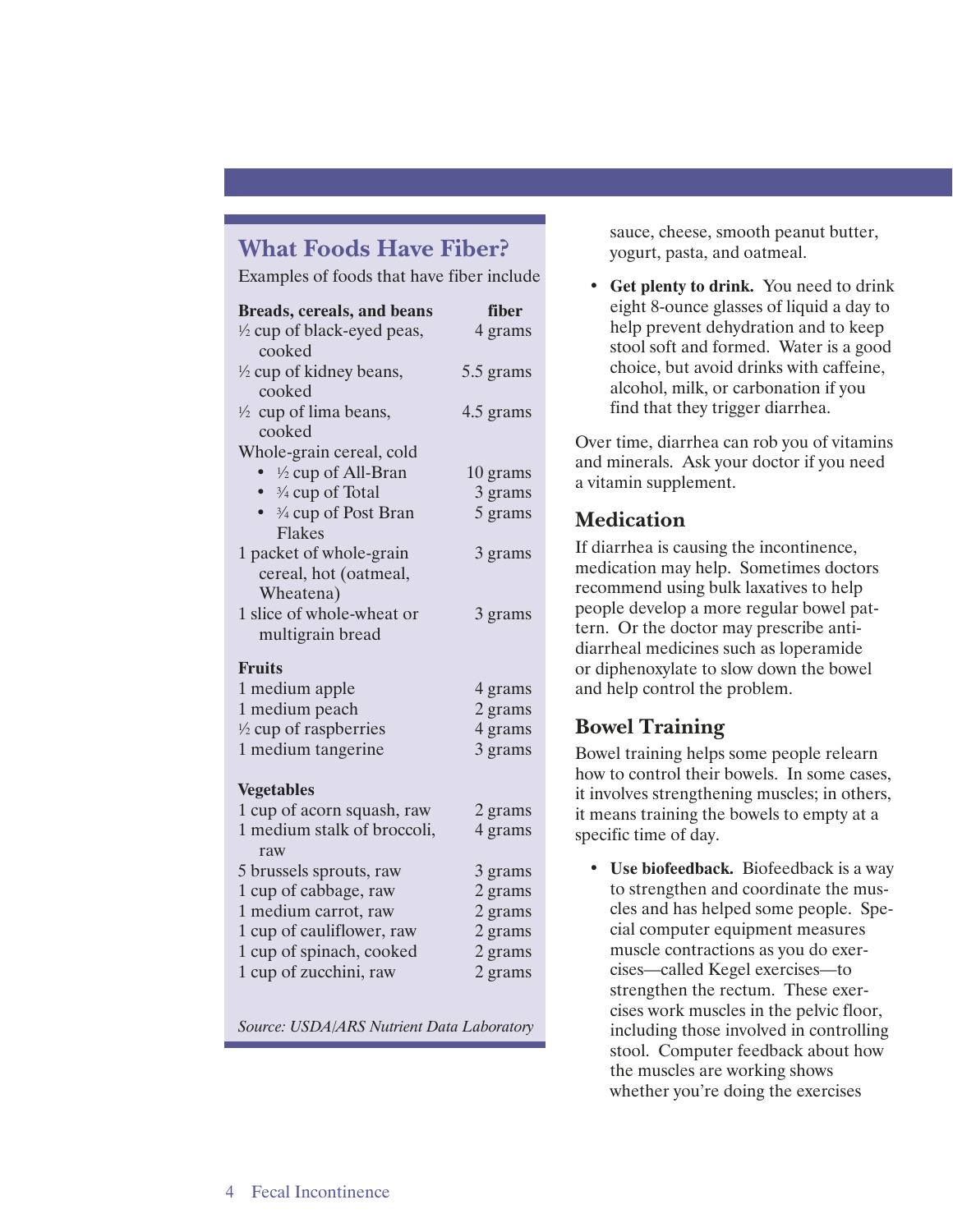## What Foods Have Fiber?

Examples of foods that have fiber include

| Breads, cereals, and beans | fiber |
|---|---|
| ½ cup of black-eyed peas, cooked | 4 grams |
| ½ cup of kidney beans, cooked | 5.5 grams |
| ½ cup of lima beans, cooked | 4.5 grams |
| Whole-grain cereal, cold | |
| • ½ cup of All-Bran | 10 grams |
| • ¾ cup of Total | 3 grams |
| • ¾ cup of Post Bran Flakes | 5 grams |
| 1 packet of whole-grain cereal, hot (oatmeal, Wheatena) | 3 grams |
| 1 slice of whole-wheat or multigrain bread | 3 grams |
| **Fruits** | |
| 1 medium apple | 4 grams |
| 1 medium peach | 2 grams |
| ½ cup of raspberries | 4 grams |
| 1 medium tangerine | 3 grams |
| **Vegetables** | |
| 1 cup of acorn squash, raw | 2 grams |
| 1 medium stalk of broccoli, raw | 4 grams |
| 5 brussels sprouts, raw | 3 grams |
| 1 cup of cabbage, raw | 2 grams |
| 1 medium carrot, raw | 2 grams |
| 1 cup of cauliflower, raw | 2 grams |
| 1 cup of spinach, cooked | 2 grams |
| 1 cup of zucchini, raw | 2 grams |

*Source: USDA/ARS Nutrient Data Laboratory*

sauce, cheese, smooth peanut butter, yogurt, pasta, and oatmeal.

- **Get plenty to drink.** You need to drink eight 8-ounce glasses of liquid a day to help prevent dehydration and to keep stool soft and formed. Water is a good choice, but avoid drinks with caffeine, alcohol, milk, or carbonation if you find that they trigger diarrhea.

Over time, diarrhea can rob you of vitamins and minerals. Ask your doctor if you need a vitamin supplement.

### Medication

If diarrhea is causing the incontinence, medication may help. Sometimes doctors recommend using bulk laxatives to help people develop a more regular bowel pattern. Or the doctor may prescribe antidiarrheal medicines such as loperamide or diphenoxylate to slow down the bowel and help control the problem.

### Bowel Training

Bowel training helps some people relearn how to control their bowels. In some cases, it involves strengthening muscles; in others, it means training the bowels to empty at a specific time of day.

- **Use biofeedback.** Biofeedback is a way to strengthen and coordinate the muscles and has helped some people. Special computer equipment measures muscle contractions as you do exercises—called Kegel exercises—to strengthen the rectum. These exercises work muscles in the pelvic floor, including those involved in controlling stool. Computer feedback about how the muscles are working shows whether you're doing the exercises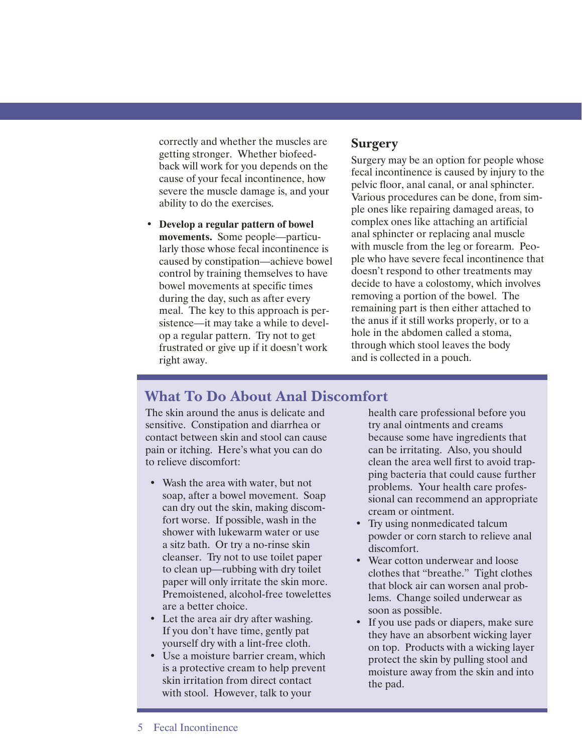correctly and whether the muscles are getting stronger. Whether biofeedback will work for you depends on the cause of your fecal incontinence, how severe the muscle damage is, and your ability to do the exercises.

- **Develop a regular pattern of bowel movements.** Some people—particularly those whose fecal incontinence is caused by constipation—achieve bowel control by training themselves to have bowel movements at specific times during the day, such as after every meal. The key to this approach is persistence—it may take a while to develop a regular pattern. Try not to get frustrated or give up if it doesn't work right away.

### Surgery

Surgery may be an option for people whose fecal incontinence is caused by injury to the pelvic floor, anal canal, or anal sphincter. Various procedures can be done, from simple ones like repairing damaged areas, to complex ones like attaching an artificial anal sphincter or replacing anal muscle with muscle from the leg or forearm. People who have severe fecal incontinence that doesn't respond to other treatments may decide to have a colostomy, which involves removing a portion of the bowel. The remaining part is then either attached to the anus if it still works properly, or to a hole in the abdomen called a stoma, through which stool leaves the body and is collected in a pouch.

## What To Do About Anal Discomfort

The skin around the anus is delicate and sensitive. Constipation and diarrhea or contact between skin and stool can cause pain or itching. Here's what you can do to relieve discomfort:

- Wash the area with water, but not soap, after a bowel movement. Soap can dry out the skin, making discomfort worse. If possible, wash in the shower with lukewarm water or use a sitz bath. Or try a no-rinse skin cleanser. Try not to use toilet paper to clean up—rubbing with dry toilet paper will only irritate the skin more. Premoistened, alcohol-free towelettes are a better choice.
- Let the area air dry after washing. If you don't have time, gently pat yourself dry with a lint-free cloth.
- Use a moisture barrier cream, which is a protective cream to help prevent skin irritation from direct contact with stool. However, talk to your health care professional before you try anal ointments and creams because some have ingredients that can be irritating. Also, you should clean the area well first to avoid trapping bacteria that could cause further problems. Your health care professional can recommend an appropriate cream or ointment.
- Try using nonmedicated talcum powder or corn starch to relieve anal discomfort.
- Wear cotton underwear and loose clothes that "breathe." Tight clothes that block air can worsen anal problems. Change soiled underwear as soon as possible.
- If you use pads or diapers, make sure they have an absorbent wicking layer on top. Products with a wicking layer protect the skin by pulling stool and moisture away from the skin and into the pad.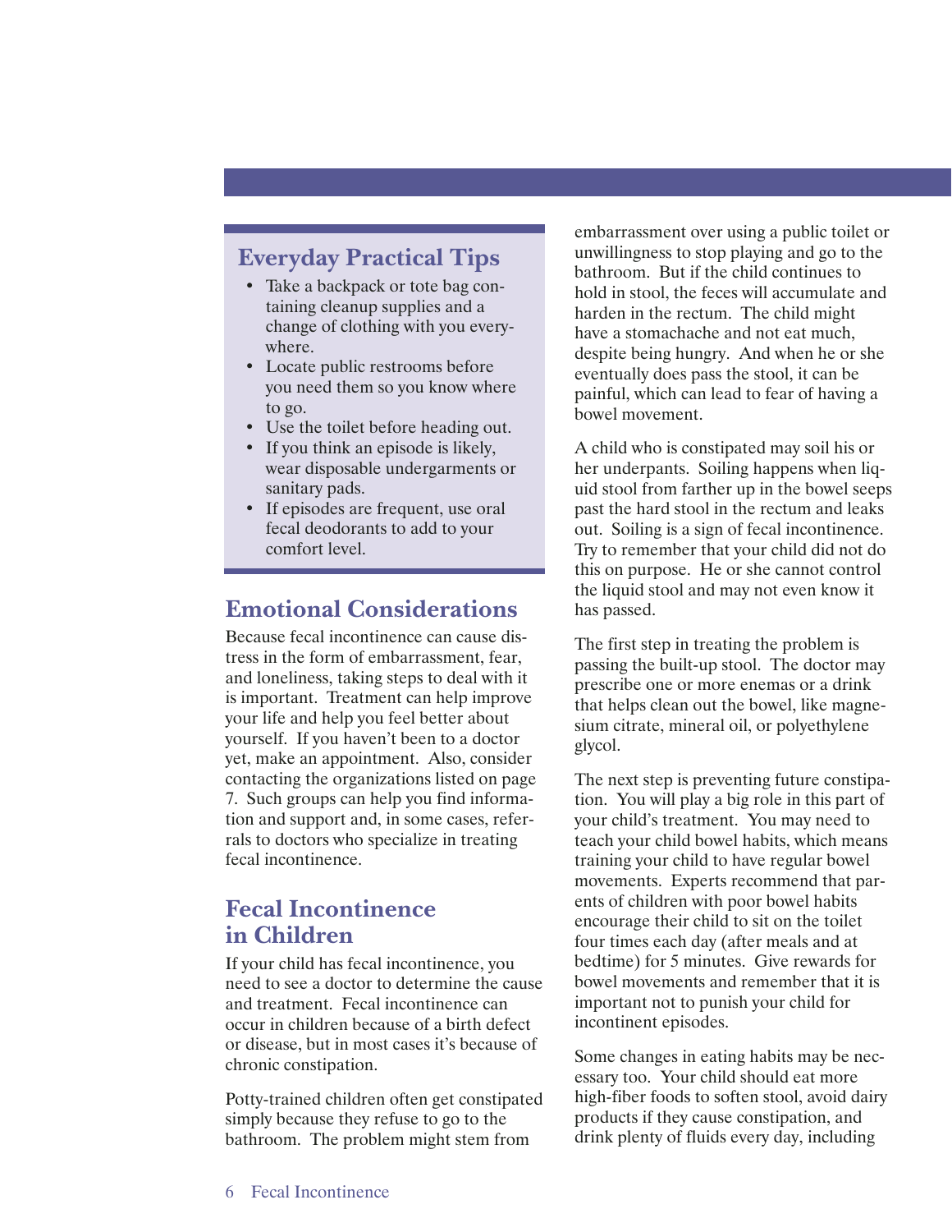## Everyday Practical Tips

- Take a backpack or tote bag containing cleanup supplies and a change of clothing with you everywhere.
- Locate public restrooms before you need them so you know where to go.
- Use the toilet before heading out.
- If you think an episode is likely, wear disposable undergarments or sanitary pads.
- If episodes are frequent, use oral fecal deodorants to add to your comfort level.

## Emotional Considerations

Because fecal incontinence can cause distress in the form of embarrassment, fear, and loneliness, taking steps to deal with it is important. Treatment can help improve your life and help you feel better about yourself. If you haven't been to a doctor yet, make an appointment. Also, consider contacting the organizations listed on page 7. Such groups can help you find information and support and, in some cases, referrals to doctors who specialize in treating fecal incontinence.

## Fecal Incontinence in Children

If your child has fecal incontinence, you need to see a doctor to determine the cause and treatment. Fecal incontinence can occur in children because of a birth defect or disease, but in most cases it's because of chronic constipation.

Potty-trained children often get constipated simply because they refuse to go to the bathroom. The problem might stem from embarrassment over using a public toilet or unwillingness to stop playing and go to the bathroom. But if the child continues to hold in stool, the feces will accumulate and harden in the rectum. The child might have a stomachache and not eat much, despite being hungry. And when he or she eventually does pass the stool, it can be painful, which can lead to fear of having a bowel movement.

A child who is constipated may soil his or her underpants. Soiling happens when liquid stool from farther up in the bowel seeps past the hard stool in the rectum and leaks out. Soiling is a sign of fecal incontinence. Try to remember that your child did not do this on purpose. He or she cannot control the liquid stool and may not even know it has passed.

The first step in treating the problem is passing the built-up stool. The doctor may prescribe one or more enemas or a drink that helps clean out the bowel, like magnesium citrate, mineral oil, or polyethylene glycol.

The next step is preventing future constipation. You will play a big role in this part of your child's treatment. You may need to teach your child bowel habits, which means training your child to have regular bowel movements. Experts recommend that parents of children with poor bowel habits encourage their child to sit on the toilet four times each day (after meals and at bedtime) for 5 minutes. Give rewards for bowel movements and remember that it is important not to punish your child for incontinent episodes.

Some changes in eating habits may be necessary too. Your child should eat more high-fiber foods to soften stool, avoid dairy products if they cause constipation, and drink plenty of fluids every day, including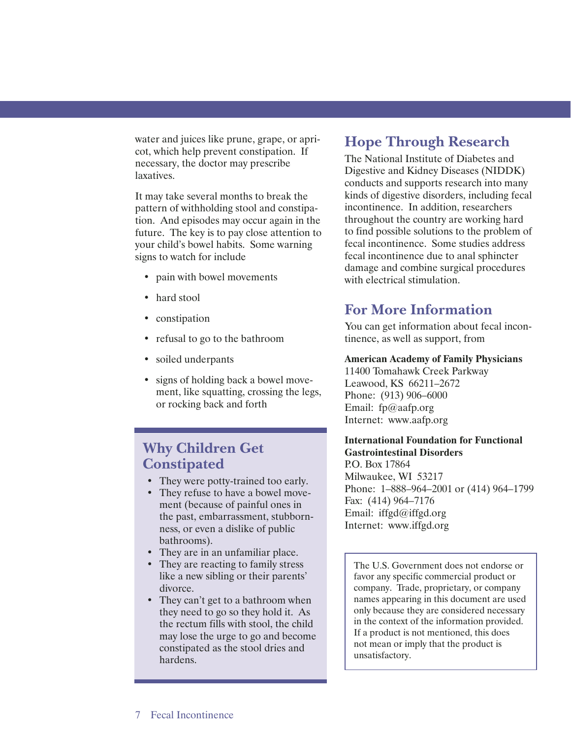water and juices like prune, grape, or apricot, which help prevent constipation. If necessary, the doctor may prescribe laxatives.

It may take several months to break the pattern of withholding stool and constipation. And episodes may occur again in the future. The key is to pay close attention to your child's bowel habits. Some warning signs to watch for include

- pain with bowel movements
- hard stool
- constipation
- refusal to go to the bathroom
- soiled underpants
- signs of holding back a bowel movement, like squatting, crossing the legs, or rocking back and forth

## Why Children Get Constipated

- They were potty-trained too early.
- They refuse to have a bowel movement (because of painful ones in the past, embarrassment, stubbornness, or even a dislike of public bathrooms).
- They are in an unfamiliar place.
- They are reacting to family stress like a new sibling or their parents' divorce.
- They can't get to a bathroom when they need to go so they hold it. As the rectum fills with stool, the child may lose the urge to go and become constipated as the stool dries and hardens.

## Hope Through Research

The National Institute of Diabetes and Digestive and Kidney Diseases (NIDDK) conducts and supports research into many kinds of digestive disorders, including fecal incontinence. In addition, researchers throughout the country are working hard to find possible solutions to the problem of fecal incontinence. Some studies address fecal incontinence due to anal sphincter damage and combine surgical procedures with electrical stimulation.

## For More Information

You can get information about fecal incontinence, as well as support, from

**American Academy of Family Physicians**
11400 Tomahawk Creek Parkway
Leawood, KS 66211–2672
Phone: (913) 906–6000
Email: fp@aafp.org
Internet: www.aafp.org

**International Foundation for Functional Gastrointestinal Disorders**
P.O. Box 17864
Milwaukee, WI 53217
Phone: 1–888–964–2001 or (414) 964–1799
Fax: (414) 964–7176
Email: iffgd@iffgd.org
Internet: www.iffgd.org

The U.S. Government does not endorse or favor any specific commercial product or company. Trade, proprietary, or company names appearing in this document are used only because they are considered necessary in the context of the information provided. If a product is not mentioned, this does not mean or imply that the product is unsatisfactory.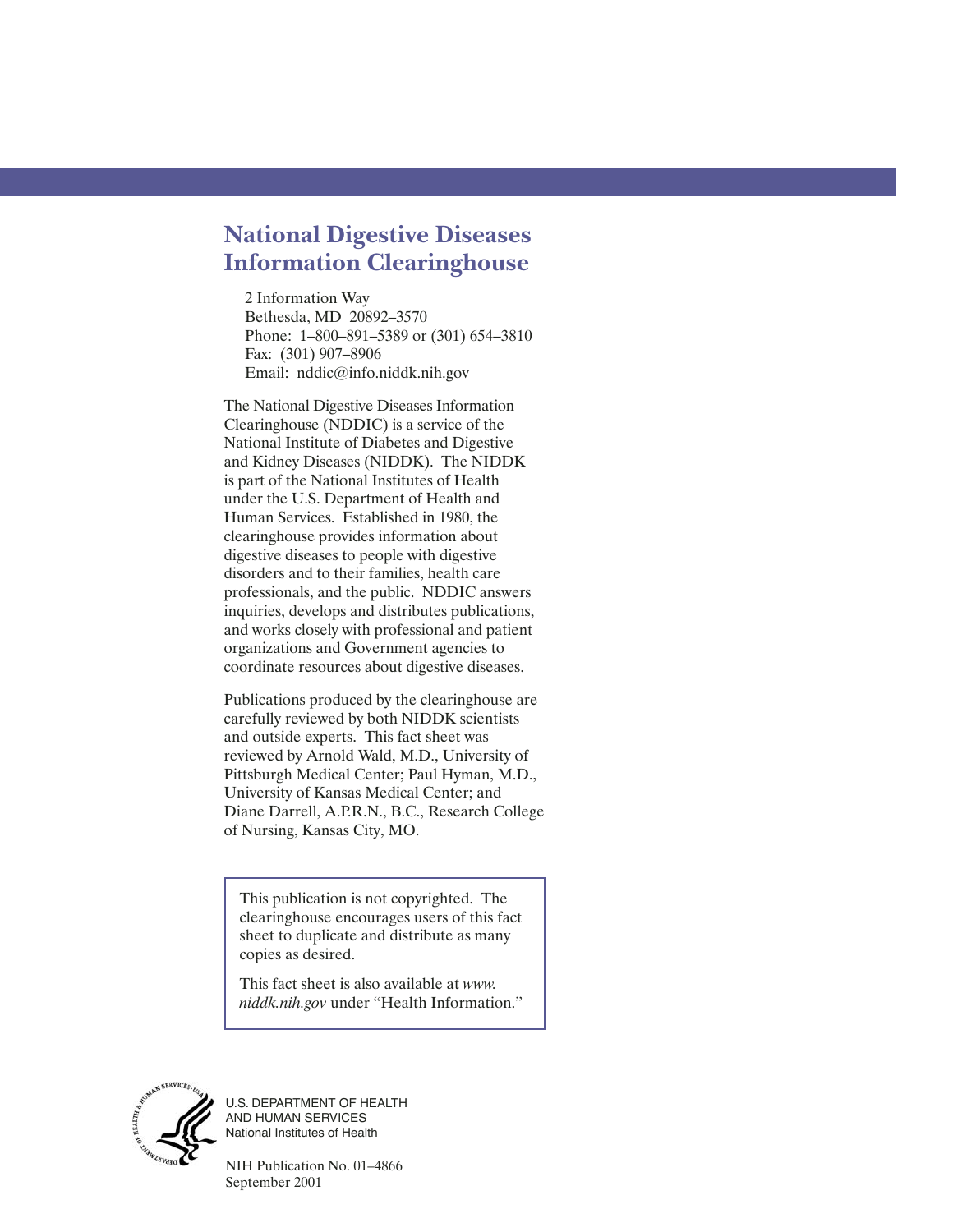# National Digestive Diseases Information Clearinghouse

2 Information Way
Bethesda, MD 20892–3570
Phone: 1–800–891–5389 or (301) 654–3810
Fax: (301) 907–8906
Email: nddic@info.niddk.nih.gov

The National Digestive Diseases Information Clearinghouse (NDDIC) is a service of the National Institute of Diabetes and Digestive and Kidney Diseases (NIDDK). The NIDDK is part of the National Institutes of Health under the U.S. Department of Health and Human Services. Established in 1980, the clearinghouse provides information about digestive diseases to people with digestive disorders and to their families, health care professionals, and the public. NDDIC answers inquiries, develops and distributes publications, and works closely with professional and patient organizations and Government agencies to coordinate resources about digestive diseases.

Publications produced by the clearinghouse are carefully reviewed by both NIDDK scientists and outside experts. This fact sheet was reviewed by Arnold Wald, M.D., University of Pittsburgh Medical Center; Paul Hyman, M.D., University of Kansas Medical Center; and Diane Darrell, A.P.R.N., B.C., Research College of Nursing, Kansas City, MO.

This publication is not copyrighted. The clearinghouse encourages users of this fact sheet to duplicate and distribute as many copies as desired.

This fact sheet is also available at *www.niddk.nih.gov* under "Health Information."

U.S. DEPARTMENT OF HEALTH AND HUMAN SERVICES
National Institutes of Health

NIH Publication No. 01–4866
September 2001